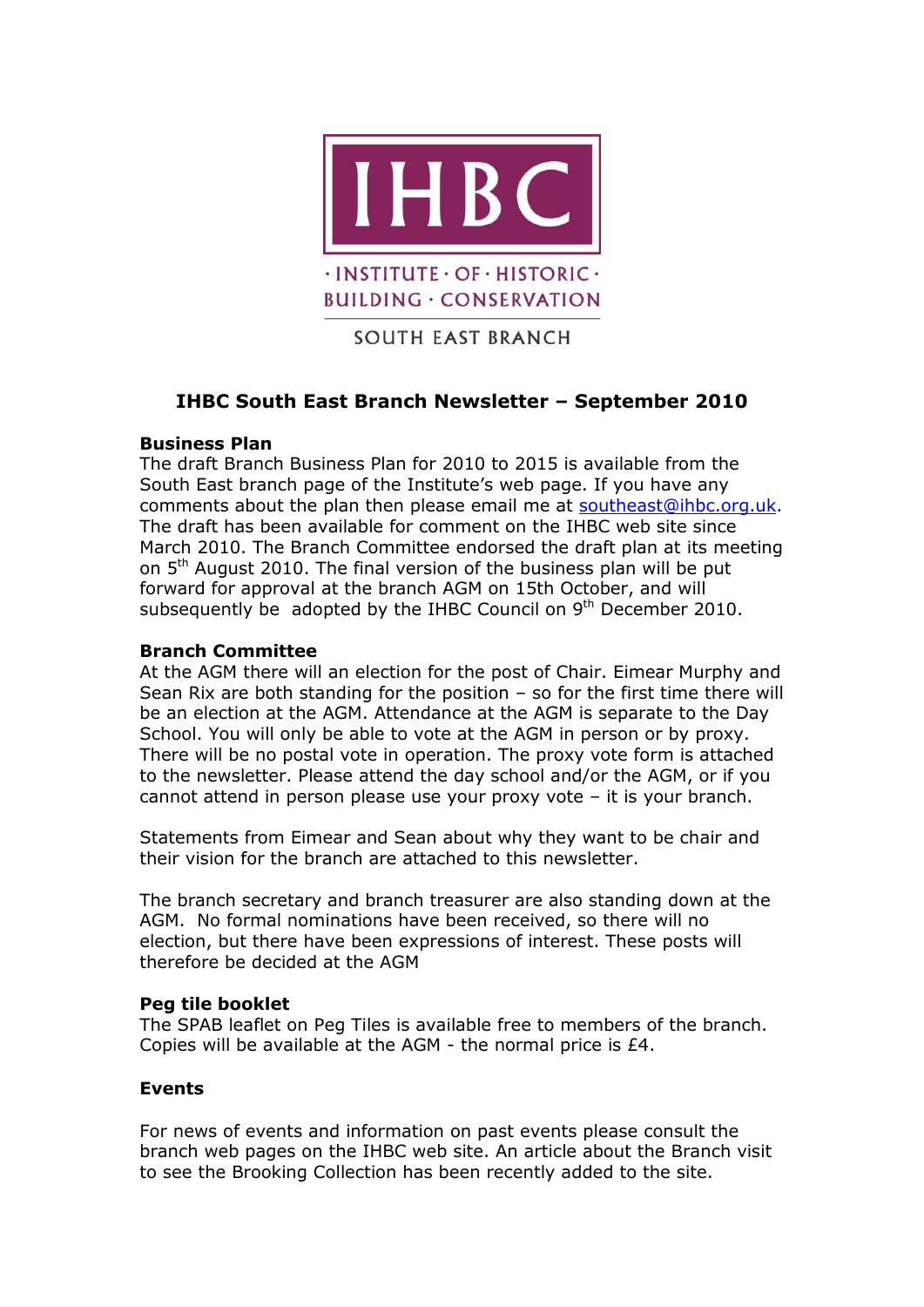IHBC

· INSTITUTE · OF · HISTORIC ·
BUILDING · CONSERVATION

SOUTH EAST BRANCH

# IHBC South East Branch Newsletter – September 2010

## Business Plan

The draft Branch Business Plan for 2010 to 2015 is available from the South East branch page of the Institute's web page. If you have any comments about the plan then please email me at southeast@ihbc.org.uk. The draft has been available for comment on the IHBC web site since March 2010. The Branch Committee endorsed the draft plan at its meeting on 5th August 2010. The final version of the business plan will be put forward for approval at the branch AGM on 15th October, and will subsequently be adopted by the IHBC Council on 9th December 2010.

## Branch Committee

At the AGM there will an election for the post of Chair. Eimear Murphy and Sean Rix are both standing for the position – so for the first time there will be an election at the AGM. Attendance at the AGM is separate to the Day School. You will only be able to vote at the AGM in person or by proxy. There will be no postal vote in operation. The proxy vote form is attached to the newsletter. Please attend the day school and/or the AGM, or if you cannot attend in person please use your proxy vote – it is your branch.

Statements from Eimear and Sean about why they want to be chair and their vision for the branch are attached to this newsletter.

The branch secretary and branch treasurer are also standing down at the AGM. No formal nominations have been received, so there will no election, but there have been expressions of interest. These posts will therefore be decided at the AGM

## Peg tile booklet

The SPAB leaflet on Peg Tiles is available free to members of the branch. Copies will be available at the AGM - the normal price is £4.

## Events

For news of events and information on past events please consult the branch web pages on the IHBC web site. An article about the Branch visit to see the Brooking Collection has been recently added to the site.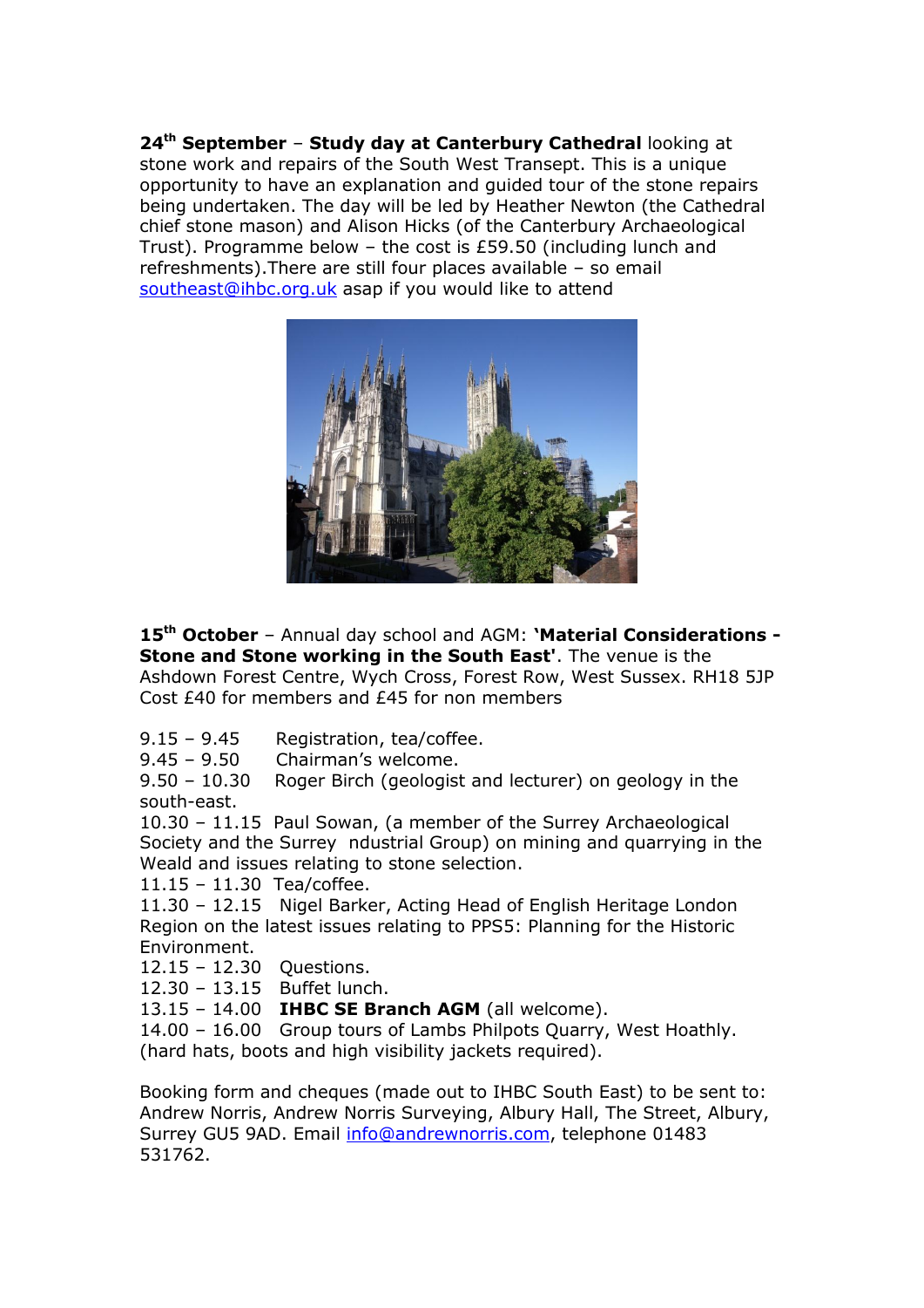**24th September** – **Study day at Canterbury Cathedral** looking at stone work and repairs of the South West Transept. This is a unique opportunity to have an explanation and guided tour of the stone repairs being undertaken. The day will be led by Heather Newton (the Cathedral chief stone mason) and Alison Hicks (of the Canterbury Archaeological Trust). Programme below – the cost is £59.50 (including lunch and refreshments).There are still four places available – so email southeast@ihbc.org.uk asap if you would like to attend

**15th October** – Annual day school and AGM: **'Material Considerations - Stone and Stone working in the South East'**. The venue is the Ashdown Forest Centre, Wych Cross, Forest Row, West Sussex. RH18 5JP Cost £40 for members and £45 for non members

9.15 – 9.45 Registration, tea/coffee.
9.45 – 9.50 Chairman's welcome.
9.50 – 10.30 Roger Birch (geologist and lecturer) on geology in the south-east.
10.30 – 11.15 Paul Sowan, (a member of the Surrey Archaeological Society and the Surrey ndustrial Group) on mining and quarrying in the Weald and issues relating to stone selection.
11.15 – 11.30 Tea/coffee.
11.30 – 12.15 Nigel Barker, Acting Head of English Heritage London Region on the latest issues relating to PPS5: Planning for the Historic Environment.
12.15 – 12.30 Questions.
12.30 – 13.15 Buffet lunch.
13.15 – 14.00 **IHBC SE Branch AGM** (all welcome).
14.00 – 16.00 Group tours of Lambs Philpots Quarry, West Hoathly. (hard hats, boots and high visibility jackets required).

Booking form and cheques (made out to IHBC South East) to be sent to: Andrew Norris, Andrew Norris Surveying, Albury Hall, The Street, Albury, Surrey GU5 9AD. Email info@andrewnorris.com, telephone 01483 531762.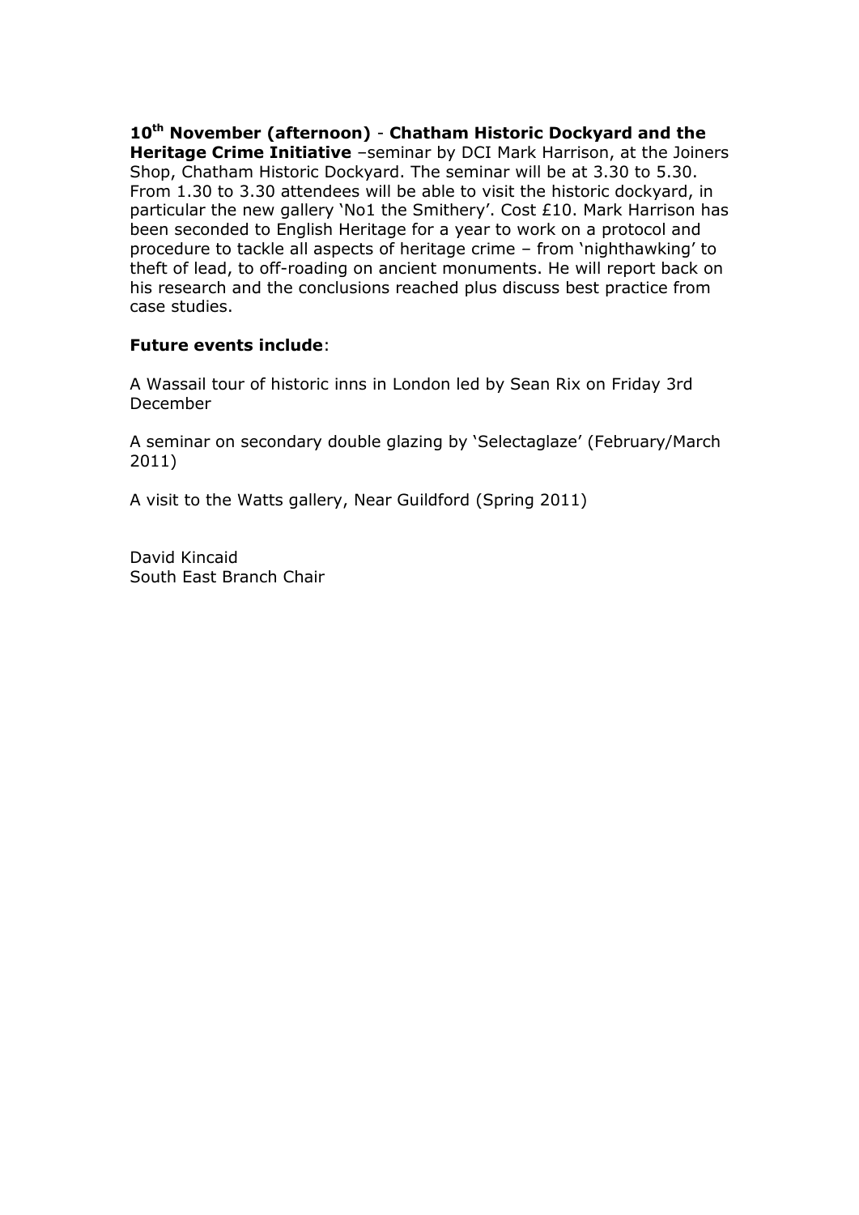**10th November (afternoon)** - **Chatham Historic Dockyard and the Heritage Crime Initiative** –seminar by DCI Mark Harrison, at the Joiners Shop, Chatham Historic Dockyard. The seminar will be at 3.30 to 5.30. From 1.30 to 3.30 attendees will be able to visit the historic dockyard, in particular the new gallery 'No1 the Smithery'. Cost £10. Mark Harrison has been seconded to English Heritage for a year to work on a protocol and procedure to tackle all aspects of heritage crime – from 'nighthawking' to theft of lead, to off-roading on ancient monuments. He will report back on his research and the conclusions reached plus discuss best practice from case studies.

**Future events include**:

A Wassail tour of historic inns in London led by Sean Rix on Friday 3rd December

A seminar on secondary double glazing by 'Selectaglaze' (February/March 2011)

A visit to the Watts gallery, Near Guildford (Spring 2011)

David Kincaid
South East Branch Chair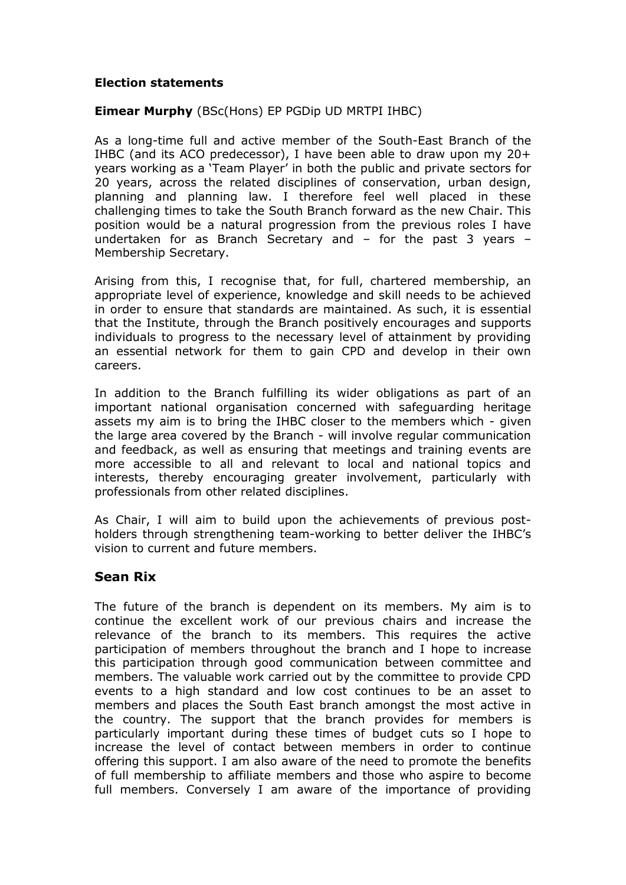**Election statements**

**Eimear Murphy** (BSc(Hons) EP PGDip UD MRTPI IHBC)

As a long-time full and active member of the South-East Branch of the IHBC (and its ACO predecessor), I have been able to draw upon my 20+ years working as a 'Team Player' in both the public and private sectors for 20 years, across the related disciplines of conservation, urban design, planning and planning law. I therefore feel well placed in these challenging times to take the South Branch forward as the new Chair. This position would be a natural progression from the previous roles I have undertaken for as Branch Secretary and – for the past 3 years – Membership Secretary.

Arising from this, I recognise that, for full, chartered membership, an appropriate level of experience, knowledge and skill needs to be achieved in order to ensure that standards are maintained. As such, it is essential that the Institute, through the Branch positively encourages and supports individuals to progress to the necessary level of attainment by providing an essential network for them to gain CPD and develop in their own careers.

In addition to the Branch fulfilling its wider obligations as part of an important national organisation concerned with safeguarding heritage assets my aim is to bring the IHBC closer to the members which - given the large area covered by the Branch - will involve regular communication and feedback, as well as ensuring that meetings and training events are more accessible to all and relevant to local and national topics and interests, thereby encouraging greater involvement, particularly with professionals from other related disciplines.

As Chair, I will aim to build upon the achievements of previous post-holders through strengthening team-working to better deliver the IHBC's vision to current and future members.

## Sean Rix

The future of the branch is dependent on its members. My aim is to continue the excellent work of our previous chairs and increase the relevance of the branch to its members. This requires the active participation of members throughout the branch and I hope to increase this participation through good communication between committee and members. The valuable work carried out by the committee to provide CPD events to a high standard and low cost continues to be an asset to members and places the South East branch amongst the most active in the country. The support that the branch provides for members is particularly important during these times of budget cuts so I hope to increase the level of contact between members in order to continue offering this support. I am also aware of the need to promote the benefits of full membership to affiliate members and those who aspire to become full members. Conversely I am aware of the importance of providing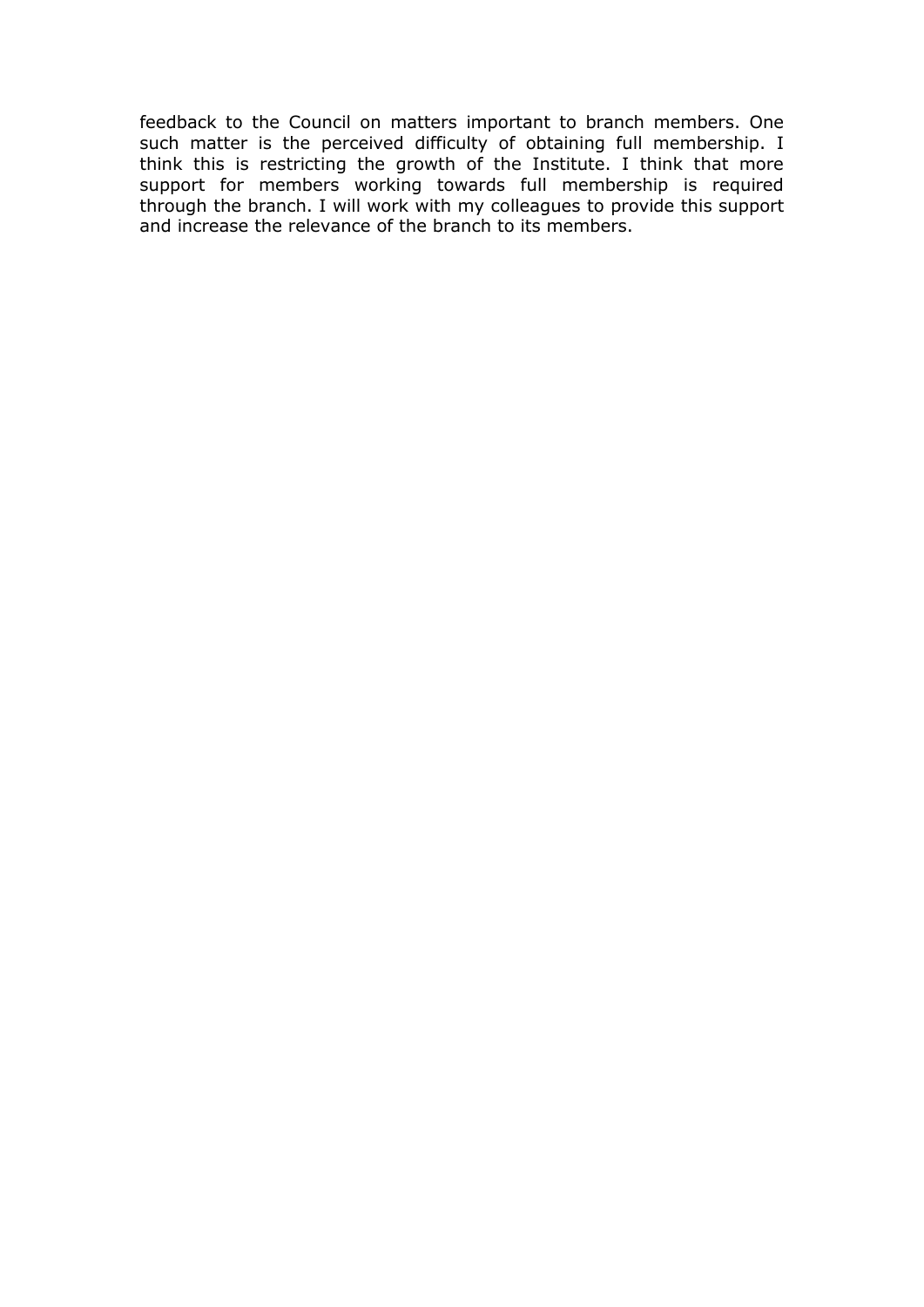feedback to the Council on matters important to branch members. One such matter is the perceived difficulty of obtaining full membership. I think this is restricting the growth of the Institute. I think that more support for members working towards full membership is required through the branch. I will work with my colleagues to provide this support and increase the relevance of the branch to its members.